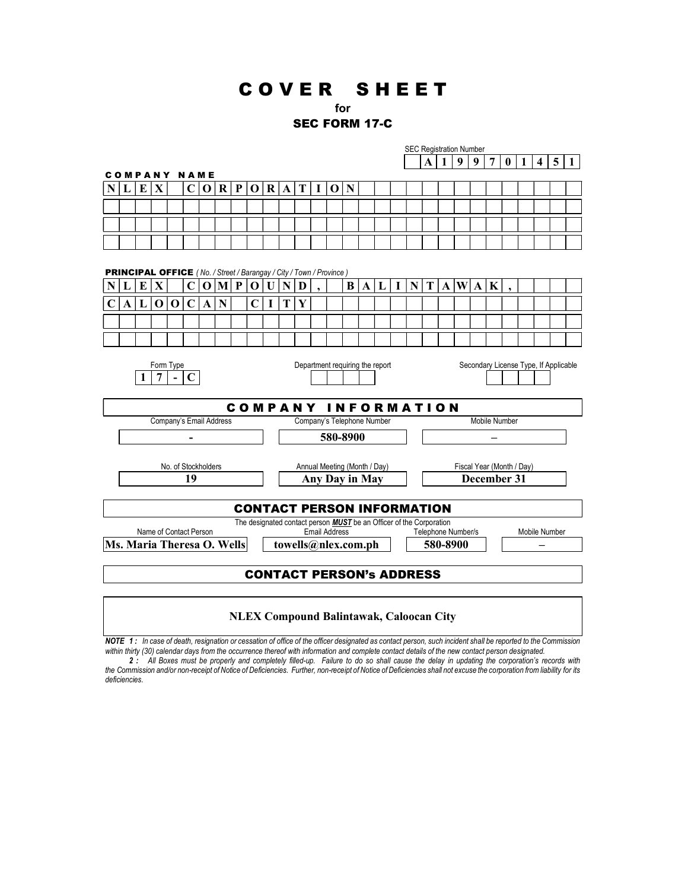# COVER SHEET

**for**

**SEC FORM 17-C**

SEC Registration Number

**A 1 9 9 7 0 1 4 5 1**

**COMPANY NAME**

**NLEX CORPORATION**

**PRINCIPAL OFFICE** *( No. / Street / Barangay / City / Town / Province )*

**NLEX COMPOUND, BALINTAWAK,**
**CALOOCAN CITY**

| Form Type | Department requiring the report | Secondary License Type, If Applicable |
|---|---|---|
| **17-C** | | |

## COMPANY INFORMATION

| Company's Email Address | Company's Telephone Number | Mobile Number |
|---|---|---|
| **-** | **580-8900** | – |

| No. of Stockholders | Annual Meeting (Month / Day) | Fiscal Year (Month / Day) |
|---|---|---|
| **19** | **Any Day in May** | **December 31** |

## CONTACT PERSON INFORMATION

The designated contact person ***MUST*** be an Officer of the Corporation

| Name of Contact Person | Email Address | Telephone Number/s | Mobile Number |
|---|---|---|---|
| **Ms. Maria Theresa O. Wells** | **towells@nlex.com.ph** | **580-8900** | – |

## CONTACT PERSON's ADDRESS

**NLEX Compound Balintawak, Caloocan City**

***NOTE 1 :*** *In case of death, resignation or cessation of office of the officer designated as contact person, such incident shall be reported to the Commission within thirty (30) calendar days from the occurrence thereof with information and complete contact details of the new contact person designated.*

***2 :*** *All Boxes must be properly and completely filled-up. Failure to do so shall cause the delay in updating the corporation's records with the Commission and/or non-receipt of Notice of Deficiencies. Further, non-receipt of Notice of Deficiencies shall not excuse the corporation from liability for its deficiencies.*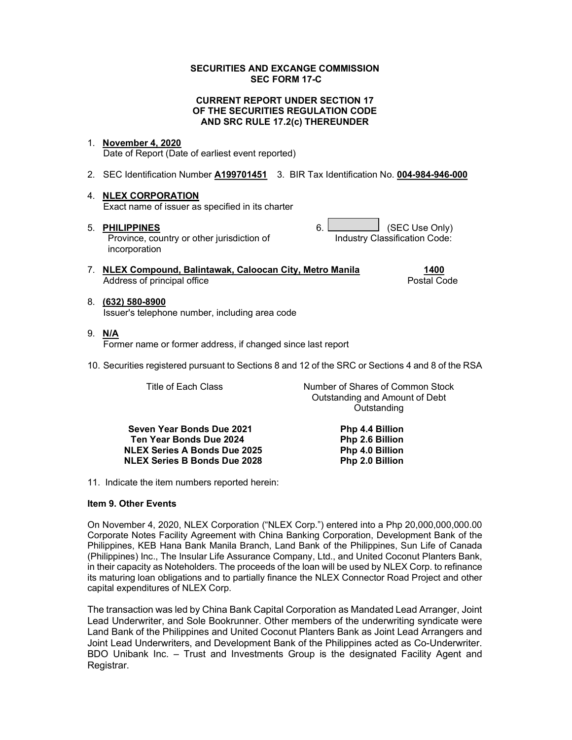**SECURITIES AND EXCANGE COMMISSION**
**SEC FORM 17-C**

**CURRENT REPORT UNDER SECTION 17**
**OF THE SECURITIES REGULATION CODE**
**AND SRC RULE 17.2(c) THEREUNDER**

1. **November 4, 2020**
   Date of Report (Date of earliest event reported)

2. SEC Identification Number **A199701451** 3. BIR Tax Identification No. **004-984-946-000**

4. **NLEX CORPORATION**
   Exact name of issuer as specified in its charter

5. **PHILIPPINES**
   Province, country or other jurisdiction of incorporation

6. ____________ (SEC Use Only)
   Industry Classification Code:

7. **NLEX Compound, Balintawak, Caloocan City, Metro Manila** **1400**
   Address of principal office Postal Code

8. **(632) 580-8900**
   Issuer's telephone number, including area code

9. **N/A**
   Former name or former address, if changed since last report

10. Securities registered pursuant to Sections 8 and 12 of the SRC or Sections 4 and 8 of the RSA

| Title of Each Class | Number of Shares of Common Stock Outstanding and Amount of Debt Outstanding |
|---|---|
| **Seven Year Bonds Due 2021** | **Php 4.4 Billion** |
| **Ten Year Bonds Due 2024** | **Php 2.6 Billion** |
| **NLEX Series A Bonds Due 2025** | **Php 4.0 Billion** |
| **NLEX Series B Bonds Due 2028** | **Php 2.0 Billion** |

11. Indicate the item numbers reported herein:

**Item 9. Other Events**

On November 4, 2020, NLEX Corporation ("NLEX Corp.") entered into a Php 20,000,000,000.00 Corporate Notes Facility Agreement with China Banking Corporation, Development Bank of the Philippines, KEB Hana Bank Manila Branch, Land Bank of the Philippines, Sun Life of Canada (Philippines) Inc., The Insular Life Assurance Company, Ltd., and United Coconut Planters Bank, in their capacity as Noteholders. The proceeds of the loan will be used by NLEX Corp. to refinance its maturing loan obligations and to partially finance the NLEX Connector Road Project and other capital expenditures of NLEX Corp.

The transaction was led by China Bank Capital Corporation as Mandated Lead Arranger, Joint Lead Underwriter, and Sole Bookrunner. Other members of the underwriting syndicate were Land Bank of the Philippines and United Coconut Planters Bank as Joint Lead Arrangers and Joint Lead Underwriters, and Development Bank of the Philippines acted as Co-Underwriter. BDO Unibank Inc. – Trust and Investments Group is the designated Facility Agent and Registrar.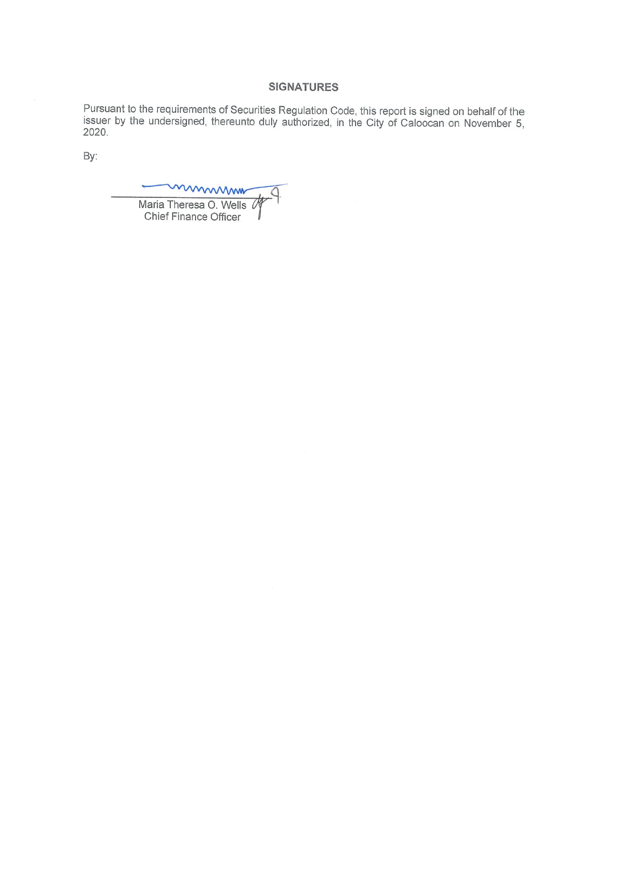## SIGNATURES

Pursuant to the requirements of Securities Regulation Code, this report is signed on behalf of the issuer by the undersigned, thereunto duly authorized, in the City of Caloocan on November 5, 2020.

By:

Maria Theresa O. Wells
Chief Finance Officer